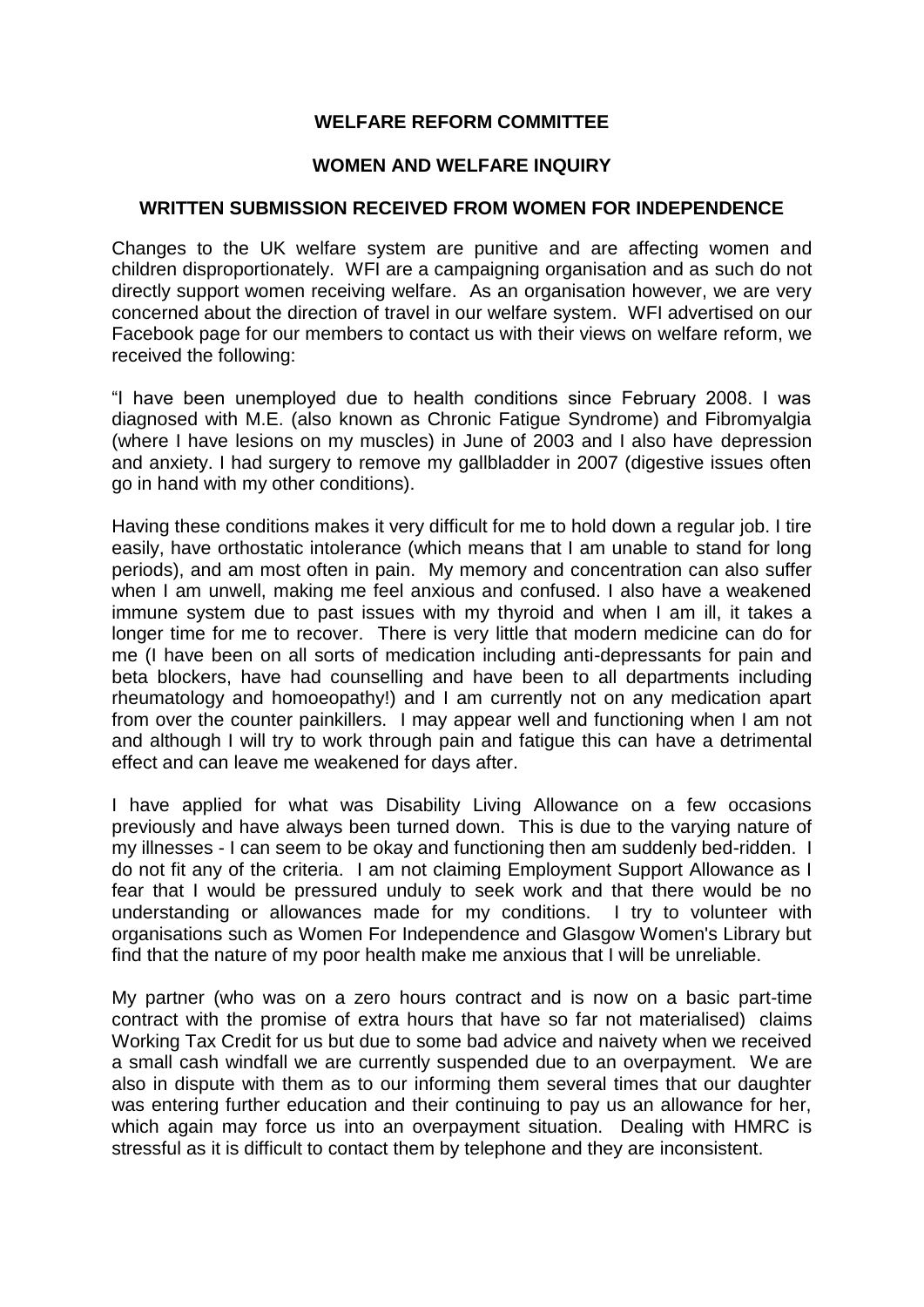**WELFARE REFORM COMMITTEE**

**WOMEN AND WELFARE INQUIRY**

**WRITTEN SUBMISSION RECEIVED FROM WOMEN FOR INDEPENDENCE**

Changes to the UK welfare system are punitive and are affecting women and children disproportionately. WFI are a campaigning organisation and as such do not directly support women receiving welfare. As an organisation however, we are very concerned about the direction of travel in our welfare system. WFI advertised on our Facebook page for our members to contact us with their views on welfare reform, we received the following:

"I have been unemployed due to health conditions since February 2008. I was diagnosed with M.E. (also known as Chronic Fatigue Syndrome) and Fibromyalgia (where I have lesions on my muscles) in June of 2003 and I also have depression and anxiety. I had surgery to remove my gallbladder in 2007 (digestive issues often go in hand with my other conditions).

Having these conditions makes it very difficult for me to hold down a regular job. I tire easily, have orthostatic intolerance (which means that I am unable to stand for long periods), and am most often in pain. My memory and concentration can also suffer when I am unwell, making me feel anxious and confused. I also have a weakened immune system due to past issues with my thyroid and when I am ill, it takes a longer time for me to recover. There is very little that modern medicine can do for me (I have been on all sorts of medication including anti-depressants for pain and beta blockers, have had counselling and have been to all departments including rheumatology and homoeopathy!) and I am currently not on any medication apart from over the counter painkillers. I may appear well and functioning when I am not and although I will try to work through pain and fatigue this can have a detrimental effect and can leave me weakened for days after.

I have applied for what was Disability Living Allowance on a few occasions previously and have always been turned down. This is due to the varying nature of my illnesses - I can seem to be okay and functioning then am suddenly bed-ridden. I do not fit any of the criteria. I am not claiming Employment Support Allowance as I fear that I would be pressured unduly to seek work and that there would be no understanding or allowances made for my conditions. I try to volunteer with organisations such as Women For Independence and Glasgow Women's Library but find that the nature of my poor health make me anxious that I will be unreliable.

My partner (who was on a zero hours contract and is now on a basic part-time contract with the promise of extra hours that have so far not materialised) claims Working Tax Credit for us but due to some bad advice and naivety when we received a small cash windfall we are currently suspended due to an overpayment. We are also in dispute with them as to our informing them several times that our daughter was entering further education and their continuing to pay us an allowance for her, which again may force us into an overpayment situation. Dealing with HMRC is stressful as it is difficult to contact them by telephone and they are inconsistent.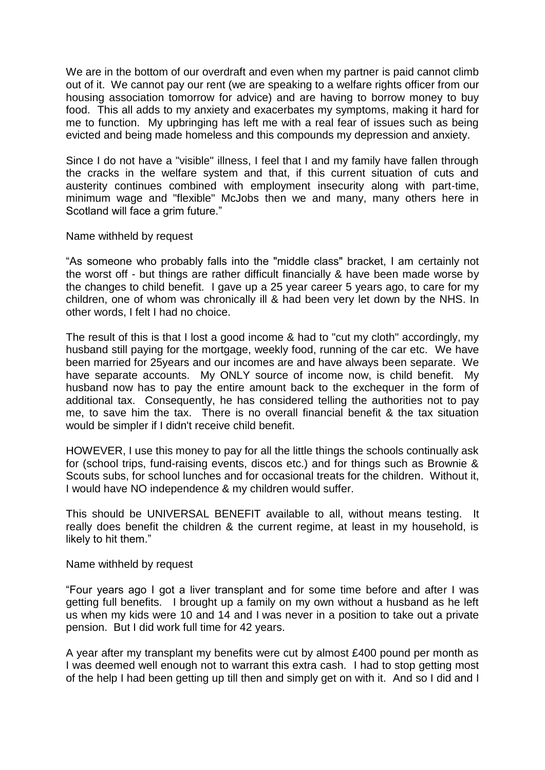We are in the bottom of our overdraft and even when my partner is paid cannot climb out of it. We cannot pay our rent (we are speaking to a welfare rights officer from our housing association tomorrow for advice) and are having to borrow money to buy food. This all adds to my anxiety and exacerbates my symptoms, making it hard for me to function. My upbringing has left me with a real fear of issues such as being evicted and being made homeless and this compounds my depression and anxiety.

Since I do not have a "visible" illness, I feel that I and my family have fallen through the cracks in the welfare system and that, if this current situation of cuts and austerity continues combined with employment insecurity along with part-time, minimum wage and "flexible" McJobs then we and many, many others here in Scotland will face a grim future."

Name withheld by request

"As someone who probably falls into the "middle class" bracket, I am certainly not the worst off - but things are rather difficult financially & have been made worse by the changes to child benefit. I gave up a 25 year career 5 years ago, to care for my children, one of whom was chronically ill & had been very let down by the NHS. In other words, I felt I had no choice.

The result of this is that I lost a good income & had to "cut my cloth" accordingly, my husband still paying for the mortgage, weekly food, running of the car etc. We have been married for 25years and our incomes are and have always been separate. We have separate accounts. My ONLY source of income now, is child benefit. My husband now has to pay the entire amount back to the exchequer in the form of additional tax. Consequently, he has considered telling the authorities not to pay me, to save him the tax. There is no overall financial benefit & the tax situation would be simpler if I didn't receive child benefit.

HOWEVER, I use this money to pay for all the little things the schools continually ask for (school trips, fund-raising events, discos etc.) and for things such as Brownie & Scouts subs, for school lunches and for occasional treats for the children. Without it, I would have NO independence & my children would suffer.

This should be UNIVERSAL BENEFIT available to all, without means testing. It really does benefit the children & the current regime, at least in my household, is likely to hit them."

Name withheld by request

"Four years ago I got a liver transplant and for some time before and after I was getting full benefits. I brought up a family on my own without a husband as he left us when my kids were 10 and 14 and I was never in a position to take out a private pension. But I did work full time for 42 years.

A year after my transplant my benefits were cut by almost £400 pound per month as I was deemed well enough not to warrant this extra cash. I had to stop getting most of the help I had been getting up till then and simply get on with it. And so I did and I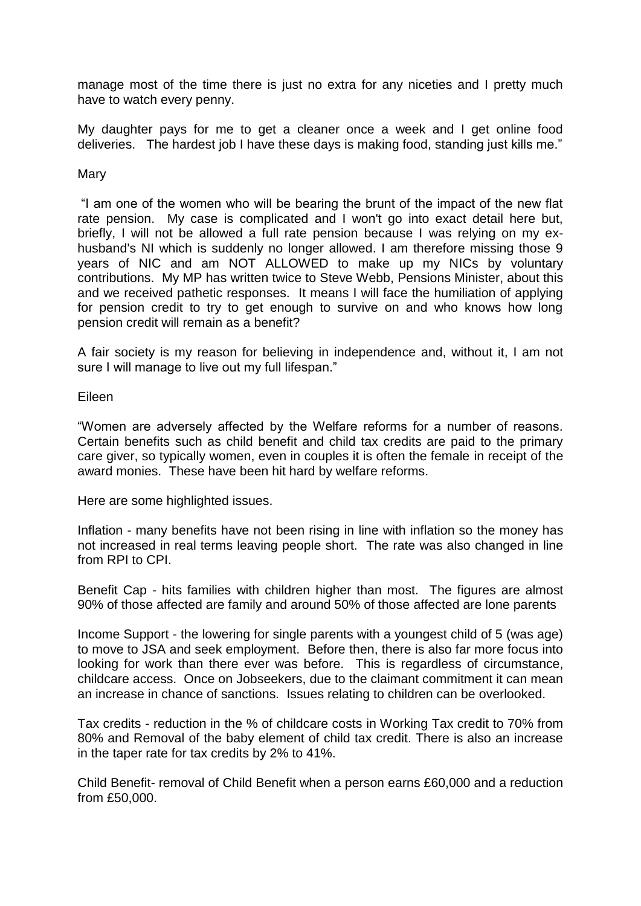manage most of the time there is just no extra for any niceties and I pretty much have to watch every penny.

My daughter pays for me to get a cleaner once a week and I get online food deliveries. The hardest job I have these days is making food, standing just kills me."

Mary

"I am one of the women who will be bearing the brunt of the impact of the new flat rate pension. My case is complicated and I won't go into exact detail here but, briefly, I will not be allowed a full rate pension because I was relying on my ex-husband's NI which is suddenly no longer allowed. I am therefore missing those 9 years of NIC and am NOT ALLOWED to make up my NICs by voluntary contributions. My MP has written twice to Steve Webb, Pensions Minister, about this and we received pathetic responses. It means I will face the humiliation of applying for pension credit to try to get enough to survive on and who knows how long pension credit will remain as a benefit?

A fair society is my reason for believing in independence and, without it, I am not sure I will manage to live out my full lifespan."

Eileen

"Women are adversely affected by the Welfare reforms for a number of reasons. Certain benefits such as child benefit and child tax credits are paid to the primary care giver, so typically women, even in couples it is often the female in receipt of the award monies. These have been hit hard by welfare reforms.

Here are some highlighted issues.

Inflation - many benefits have not been rising in line with inflation so the money has not increased in real terms leaving people short. The rate was also changed in line from RPI to CPI.

Benefit Cap - hits families with children higher than most. The figures are almost 90% of those affected are family and around 50% of those affected are lone parents

Income Support - the lowering for single parents with a youngest child of 5 (was age) to move to JSA and seek employment. Before then, there is also far more focus into looking for work than there ever was before. This is regardless of circumstance, childcare access. Once on Jobseekers, due to the claimant commitment it can mean an increase in chance of sanctions. Issues relating to children can be overlooked.

Tax credits - reduction in the % of childcare costs in Working Tax credit to 70% from 80% and Removal of the baby element of child tax credit. There is also an increase in the taper rate for tax credits by 2% to 41%.

Child Benefit- removal of Child Benefit when a person earns £60,000 and a reduction from £50,000.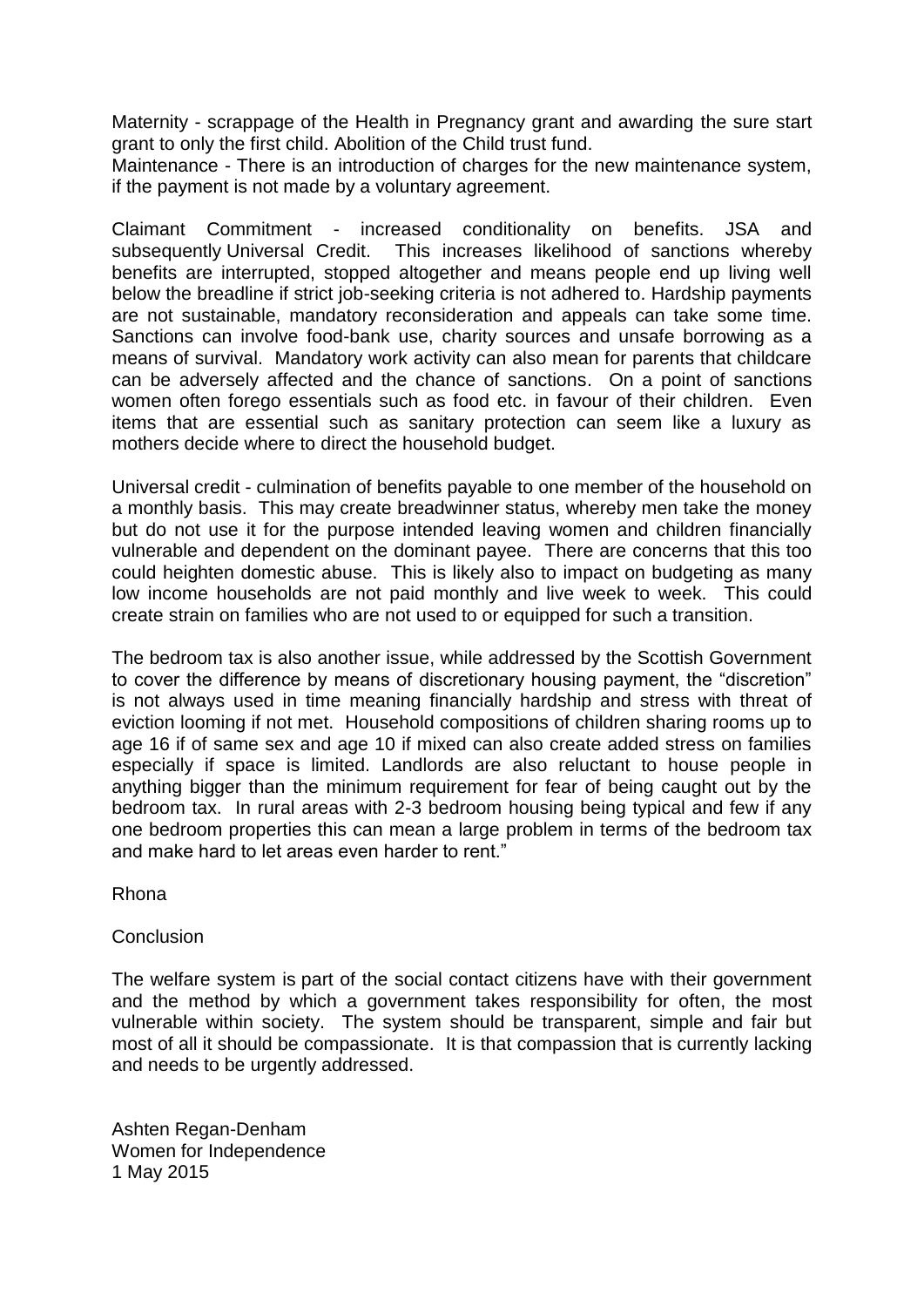Maternity - scrappage of the Health in Pregnancy grant and awarding the sure start grant to only the first child. Abolition of the Child trust fund.
Maintenance - There is an introduction of charges for the new maintenance system, if the payment is not made by a voluntary agreement.

Claimant Commitment - increased conditionality on benefits. JSA and subsequently Universal Credit. This increases likelihood of sanctions whereby benefits are interrupted, stopped altogether and means people end up living well below the breadline if strict job-seeking criteria is not adhered to. Hardship payments are not sustainable, mandatory reconsideration and appeals can take some time. Sanctions can involve food-bank use, charity sources and unsafe borrowing as a means of survival. Mandatory work activity can also mean for parents that childcare can be adversely affected and the chance of sanctions. On a point of sanctions women often forego essentials such as food etc. in favour of their children. Even items that are essential such as sanitary protection can seem like a luxury as mothers decide where to direct the household budget.

Universal credit - culmination of benefits payable to one member of the household on a monthly basis. This may create breadwinner status, whereby men take the money but do not use it for the purpose intended leaving women and children financially vulnerable and dependent on the dominant payee. There are concerns that this too could heighten domestic abuse. This is likely also to impact on budgeting as many low income households are not paid monthly and live week to week. This could create strain on families who are not used to or equipped for such a transition.

The bedroom tax is also another issue, while addressed by the Scottish Government to cover the difference by means of discretionary housing payment, the "discretion" is not always used in time meaning financially hardship and stress with threat of eviction looming if not met. Household compositions of children sharing rooms up to age 16 if of same sex and age 10 if mixed can also create added stress on families especially if space is limited. Landlords are also reluctant to house people in anything bigger than the minimum requirement for fear of being caught out by the bedroom tax. In rural areas with 2-3 bedroom housing being typical and few if any one bedroom properties this can mean a large problem in terms of the bedroom tax and make hard to let areas even harder to rent."

Rhona

Conclusion

The welfare system is part of the social contact citizens have with their government and the method by which a government takes responsibility for often, the most vulnerable within society. The system should be transparent, simple and fair but most of all it should be compassionate. It is that compassion that is currently lacking and needs to be urgently addressed.

Ashten Regan-Denham
Women for Independence
1 May 2015